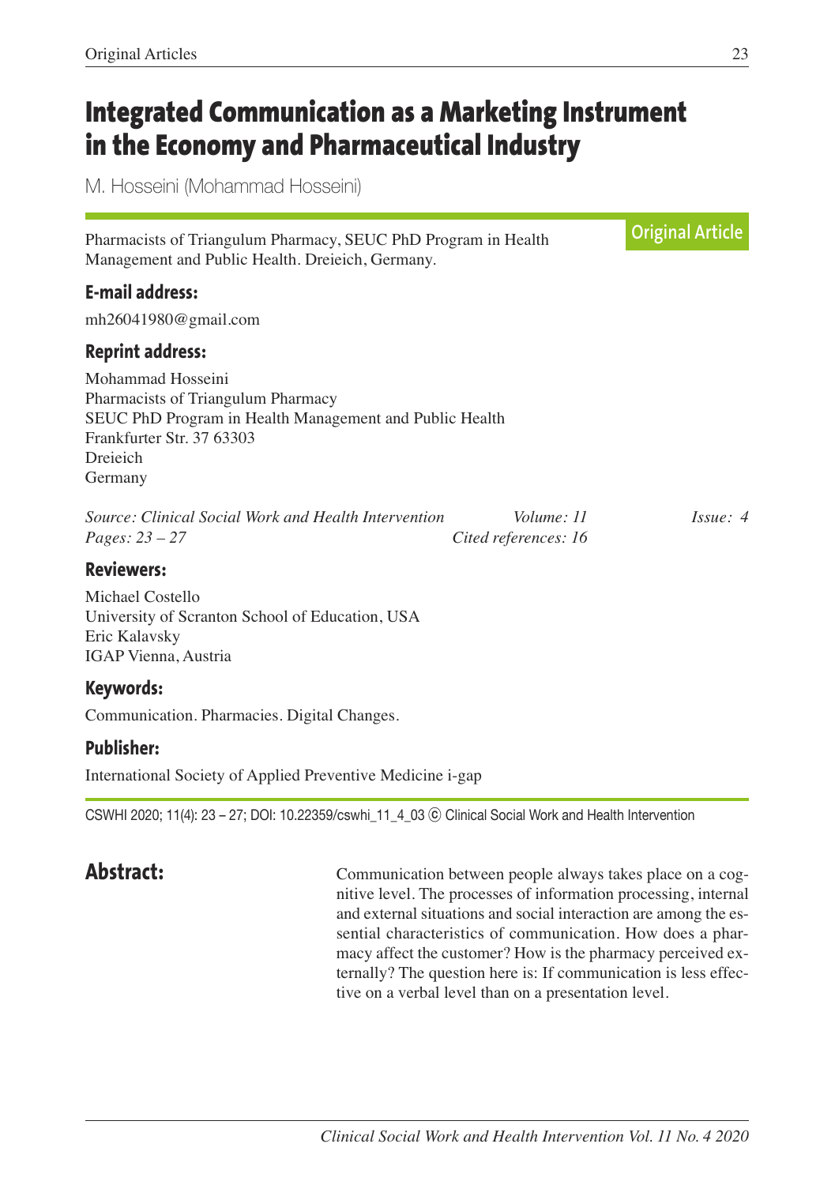# Integrated Communication as a Marketing Instrument in the Economy and Pharmaceutical Industry

M. Hosseini (Mohammad Hosseini)

Original Article

Pharmacists of Triangulum Pharmacy, SEUC PhD Program in Health Management and Public Health. Dreieich, Germany.

### E-mail address:

mh26041980@gmail.com

### Reprint address:

Mohammad Hosseini
Pharmacists of Triangulum Pharmacy
SEUC PhD Program in Health Management and Public Health
Frankfurter Str. 37 63303
Dreieich
Germany

*Source: Clinical Social Work and Health Intervention* *Volume: 11* *Issue: 4*
*Pages: 23 – 27* *Cited references: 16*

### Reviewers:

Michael Costello
University of Scranton School of Education, USA
Eric Kalavsky
IGAP Vienna, Austria

### Keywords:

Communication. Pharmacies. Digital Changes.

### Publisher:

International Society of Applied Preventive Medicine i-gap

CSWHI 2020; 11(4): 23 – 27; DOI: 10.22359/cswhi_11_4_03 © Clinical Social Work and Health Intervention

## Abstract:

Communication between people always takes place on a cognitive level. The processes of information processing, internal and external situations and social interaction are among the essential characteristics of communication. How does a pharmacy affect the customer? How is the pharmacy perceived externally? The question here is: If communication is less effective on a verbal level than on a presentation level.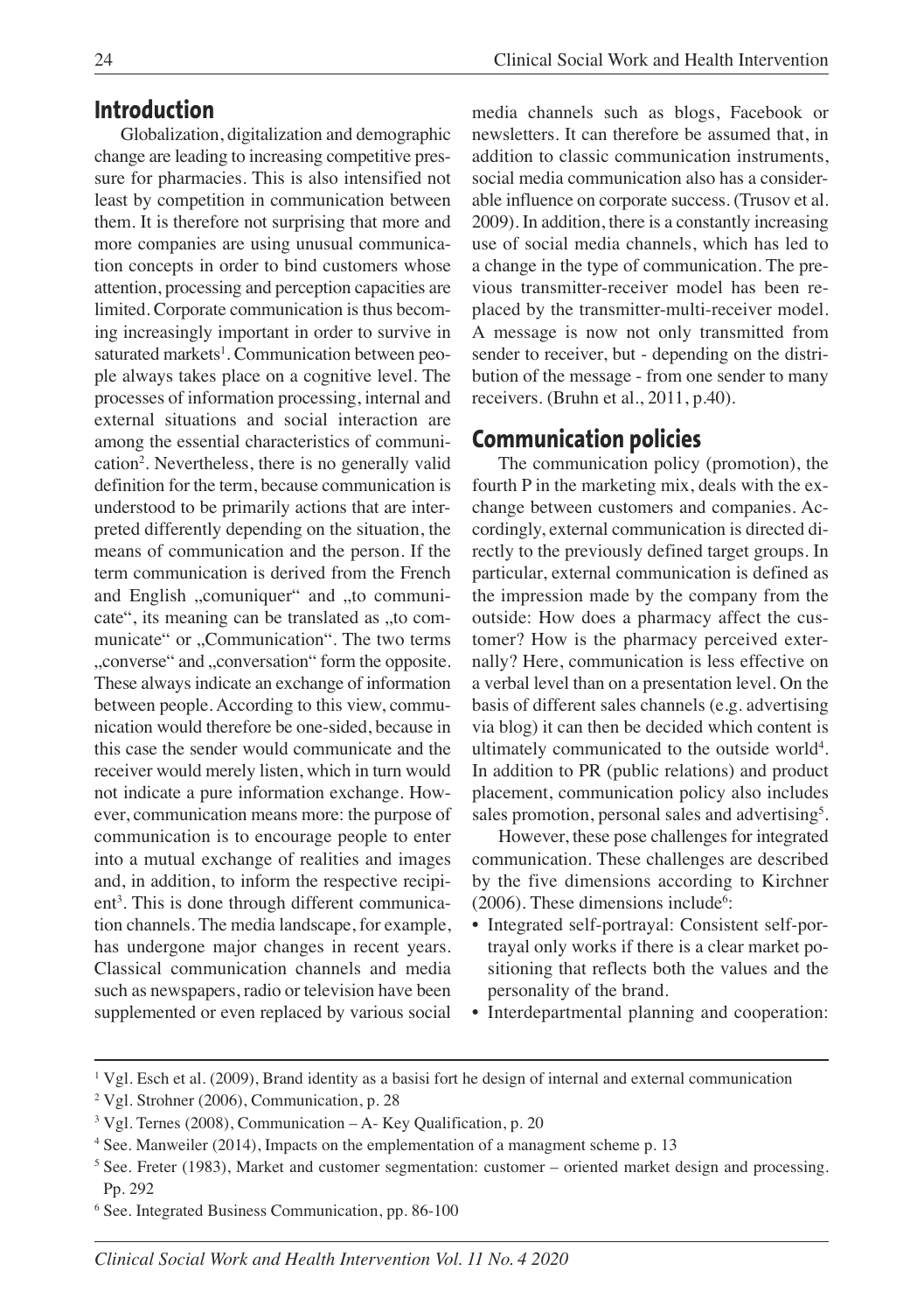## Introduction

Globalization, digitalization and demographic change are leading to increasing competitive pressure for pharmacies. This is also intensified not least by competition in communication between them. It is therefore not surprising that more and more companies are using unusual communication concepts in order to bind customers whose attention, processing and perception capacities are limited. Corporate communication is thus becoming increasingly important in order to survive in saturated markets[1]. Communication between people always takes place on a cognitive level. The processes of information processing, internal and external situations and social interaction are among the essential characteristics of communication[2]. Nevertheless, there is no generally valid definition for the term, because communication is understood to be primarily actions that are interpreted differently depending on the situation, the means of communication and the person. If the term communication is derived from the French and English „comuniquer" and „to communicate", its meaning can be translated as „to communicate" or „Communication". The two terms „converse" and „conversation" form the opposite. These always indicate an exchange of information between people. According to this view, communication would therefore be one-sided, because in this case the sender would communicate and the receiver would merely listen, which in turn would not indicate a pure information exchange. However, communication means more: the purpose of communication is to encourage people to enter into a mutual exchange of realities and images and, in addition, to inform the respective recipient[3]. This is done through different communication channels. The media landscape, for example, has undergone major changes in recent years. Classical communication channels and media such as newspapers, radio or television have been supplemented or even replaced by various social media channels such as blogs, Facebook or newsletters. It can therefore be assumed that, in addition to classic communication instruments, social media communication also has a considerable influence on corporate success. (Trusov et al. 2009). In addition, there is a constantly increasing use of social media channels, which has led to a change in the type of communication. The previous transmitter-receiver model has been replaced by the transmitter-multi-receiver model. A message is now not only transmitted from sender to receiver, but - depending on the distribution of the message - from one sender to many receivers. (Bruhn et al., 2011, p.40).

## Communication policies

The communication policy (promotion), the fourth P in the marketing mix, deals with the exchange between customers and companies. Accordingly, external communication is directed directly to the previously defined target groups. In particular, external communication is defined as the impression made by the company from the outside: How does a pharmacy affect the customer? How is the pharmacy perceived externally? Here, communication is less effective on a verbal level than on a presentation level. On the basis of different sales channels (e.g. advertising via blog) it can then be decided which content is ultimately communicated to the outside world[4]. In addition to PR (public relations) and product placement, communication policy also includes sales promotion, personal sales and advertising[5].

However, these pose challenges for integrated communication. These challenges are described by the five dimensions according to Kirchner (2006). These dimensions include[6]:

- Integrated self-portrayal: Consistent self-portrayal only works if there is a clear market positioning that reflects both the values and the personality of the brand.
- Interdepartmental planning and cooperation:

---

[1] Vgl. Esch et al. (2009), Brand identity as a basisi fort he design of internal and external communication

[2] Vgl. Strohner (2006), Communication, p. 28

[3] Vgl. Ternes (2008), Communication – A- Key Qualification, p. 20

[4] See. Manweiler (2014), Impacts on the emplementation of a managment scheme p. 13

[5] See. Freter (1983), Market and customer segmentation: customer – oriented market design and processing. Pp. 292

[6] See. Integrated Business Communication, pp. 86-100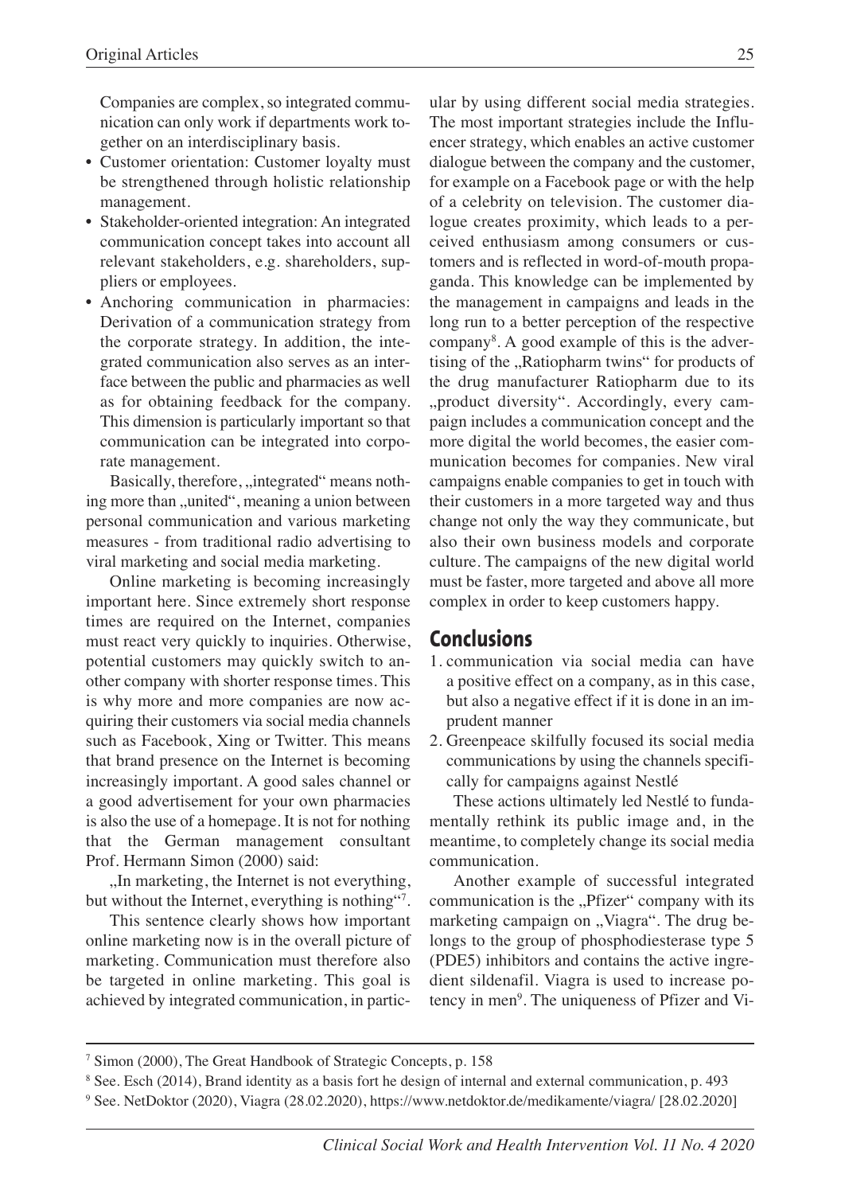Companies are complex, so integrated communication can only work if departments work together on an interdisciplinary basis.

- Customer orientation: Customer loyalty must be strengthened through holistic relationship management.
- Stakeholder-oriented integration: An integrated communication concept takes into account all relevant stakeholders, e.g. shareholders, suppliers or employees.
- Anchoring communication in pharmacies: Derivation of a communication strategy from the corporate strategy. In addition, the integrated communication also serves as an interface between the public and pharmacies as well as for obtaining feedback for the company. This dimension is particularly important so that communication can be integrated into corporate management.

Basically, therefore, „integrated" means nothing more than „united", meaning a union between personal communication and various marketing measures - from traditional radio advertising to viral marketing and social media marketing.

Online marketing is becoming increasingly important here. Since extremely short response times are required on the Internet, companies must react very quickly to inquiries. Otherwise, potential customers may quickly switch to another company with shorter response times. This is why more and more companies are now acquiring their customers via social media channels such as Facebook, Xing or Twitter. This means that brand presence on the Internet is becoming increasingly important. A good sales channel or a good advertisement for your own pharmacies is also the use of a homepage. It is not for nothing that the German management consultant Prof. Hermann Simon (2000) said:

„In marketing, the Internet is not everything, but without the Internet, everything is nothing"[7].

This sentence clearly shows how important online marketing now is in the overall picture of marketing. Communication must therefore also be targeted in online marketing. This goal is achieved by integrated communication, in particular by using different social media strategies. The most important strategies include the Influencer strategy, which enables an active customer dialogue between the company and the customer, for example on a Facebook page or with the help of a celebrity on television. The customer dialogue creates proximity, which leads to a perceived enthusiasm among consumers or customers and is reflected in word-of-mouth propaganda. This knowledge can be implemented by the management in campaigns and leads in the long run to a better perception of the respective company[8]. A good example of this is the advertising of the „Ratiopharm twins" for products of the drug manufacturer Ratiopharm due to its „product diversity". Accordingly, every campaign includes a communication concept and the more digital the world becomes, the easier communication becomes for companies. New viral campaigns enable companies to get in touch with their customers in a more targeted way and thus change not only the way they communicate, but also their own business models and corporate culture. The campaigns of the new digital world must be faster, more targeted and above all more complex in order to keep customers happy.

## Conclusions

1. communication via social media can have a positive effect on a company, as in this case, but also a negative effect if it is done in an imprudent manner
2. Greenpeace skilfully focused its social media communications by using the channels specifically for campaigns against Nestlé

These actions ultimately led Nestlé to fundamentally rethink its public image and, in the meantime, to completely change its social media communication.

Another example of successful integrated communication is the „Pfizer" company with its marketing campaign on „Viagra". The drug belongs to the group of phosphodiesterase type 5 (PDE5) inhibitors and contains the active ingredient sildenafil. Viagra is used to increase potency in men[9]. The uniqueness of Pfizer and Vi-

---

[7] Simon (2000), The Great Handbook of Strategic Concepts, p. 158

[8] See. Esch (2014), Brand identity as a basis fort he design of internal and external communication, p. 493

[9] See. NetDoktor (2020), Viagra (28.02.2020), https://www.netdoktor.de/medikamente/viagra/ [28.02.2020]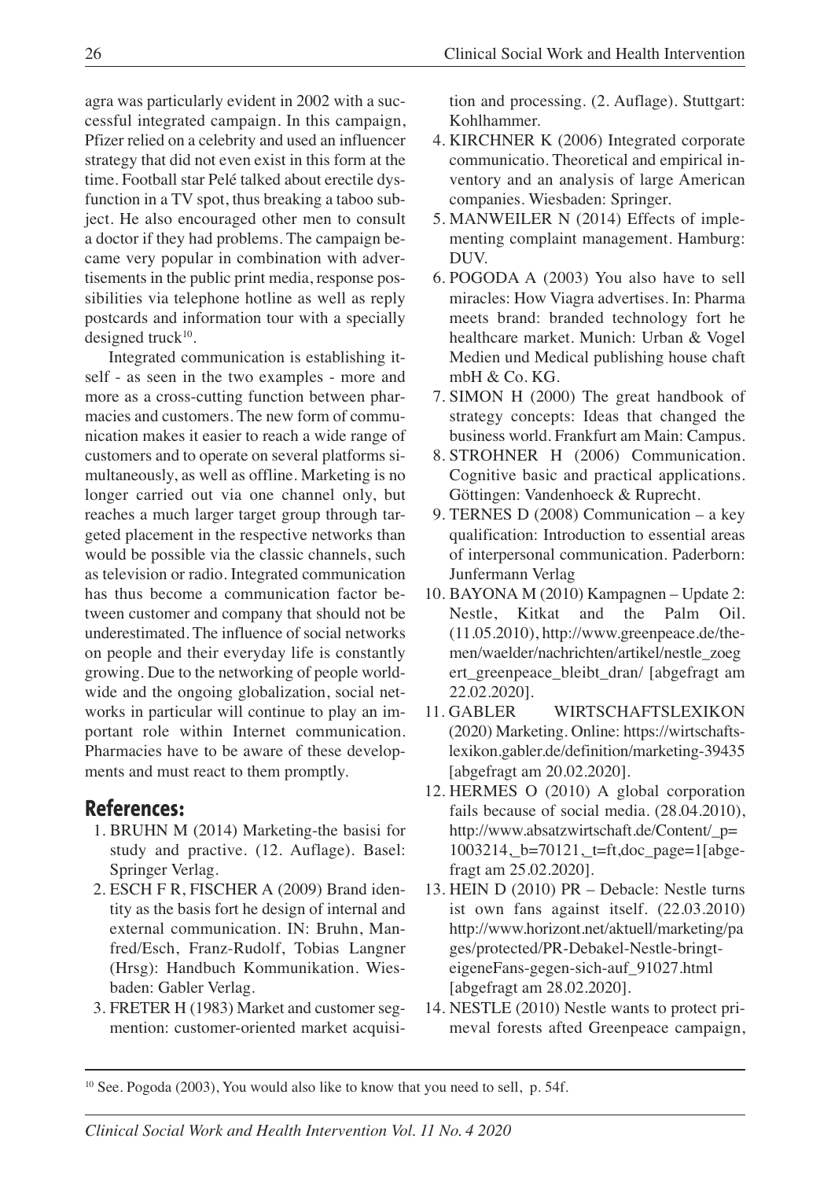agra was particularly evident in 2002 with a successful integrated campaign. In this campaign, Pfizer relied on a celebrity and used an influencer strategy that did not even exist in this form at the time. Football star Pelé talked about erectile dysfunction in a TV spot, thus breaking a taboo subject. He also encouraged other men to consult a doctor if they had problems. The campaign became very popular in combination with advertisements in the public print media, response possibilities via telephone hotline as well as reply postcards and information tour with a specially designed truck[10].

Integrated communication is establishing itself - as seen in the two examples - more and more as a cross-cutting function between pharmacies and customers. The new form of communication makes it easier to reach a wide range of customers and to operate on several platforms simultaneously, as well as offline. Marketing is no longer carried out via one channel only, but reaches a much larger target group through targeted placement in the respective networks than would be possible via the classic channels, such as television or radio. Integrated communication has thus become a communication factor between customer and company that should not be underestimated. The influence of social networks on people and their everyday life is constantly growing. Due to the networking of people worldwide and the ongoing globalization, social networks in particular will continue to play an important role within Internet communication. Pharmacies have to be aware of these developments and must react to them promptly.

## References:

1. BRUHN M (2014) Marketing-the basisi for study and practive. (12. Auflage). Basel: Springer Verlag.
2. ESCH F R, FISCHER A (2009) Brand identity as the basis fort he design of internal and external communication. IN: Bruhn, Manfred/Esch, Franz-Rudolf, Tobias Langner (Hrsg): Handbuch Kommunikation. Wiesbaden: Gabler Verlag.
3. FRETER H (1983) Market and customer segmention: customer-oriented market acquisition and processing. (2. Auflage). Stuttgart: Kohlhammer.
4. KIRCHNER K (2006) Integrated corporate communicatio. Theoretical and empirical inventory and an analysis of large American companies. Wiesbaden: Springer.
5. MANWEILER N (2014) Effects of implementing complaint management. Hamburg: DUV.
6. POGODA A (2003) You also have to sell miracles: How Viagra advertises. In: Pharma meets brand: branded technology fort he healthcare market. Munich: Urban & Vogel Medien und Medical publishing house chaft mbH & Co. KG.
7. SIMON H (2000) The great handbook of strategy concepts: Ideas that changed the business world. Frankfurt am Main: Campus.
8. STROHNER H (2006) Communication. Cognitive basic and practical applications. Göttingen: Vandenhoeck & Ruprecht.
9. TERNES D (2008) Communication – a key qualification: Introduction to essential areas of interpersonal communication. Paderborn: Junfermann Verlag
10. BAYONA M (2010) Kampagnen – Update 2: Nestle, Kitkat and the Palm Oil. (11.05.2010), http://www.greenpeace.de/themen/waelder/nachrichten/artikel/nestle_zoegert_greenpeace_bleibt_dran/ [abgefragt am 22.02.2020].
11. GABLER WIRTSCHAFTSLEXIKON (2020) Marketing. Online: https://wirtschaftslexikon.gabler.de/definition/marketing-39435 [abgefragt am 20.02.2020].
12. HERMES O (2010) A global corporation fails because of social media. (28.04.2010), http://www.absatzwirtschaft.de/Content/_p=1003214,_b=70121,_t=ft,doc_page=1[abgefragt am 25.02.2020].
13. HEIN D (2010) PR – Debacle: Nestle turns ist own fans against itself. (22.03.2010) http://www.horizont.net/aktuell/marketing/pages/protected/PR-Debakel-Nestle-bringt-eigeneFans-gegen-sich-auf_91027.html [abgefragt am 28.02.2020].
14. NESTLE (2010) Nestle wants to protect primeval forests afted Greenpeace campaign,

---

[10] See. Pogoda (2003), You would also like to know that you need to sell, p. 54f.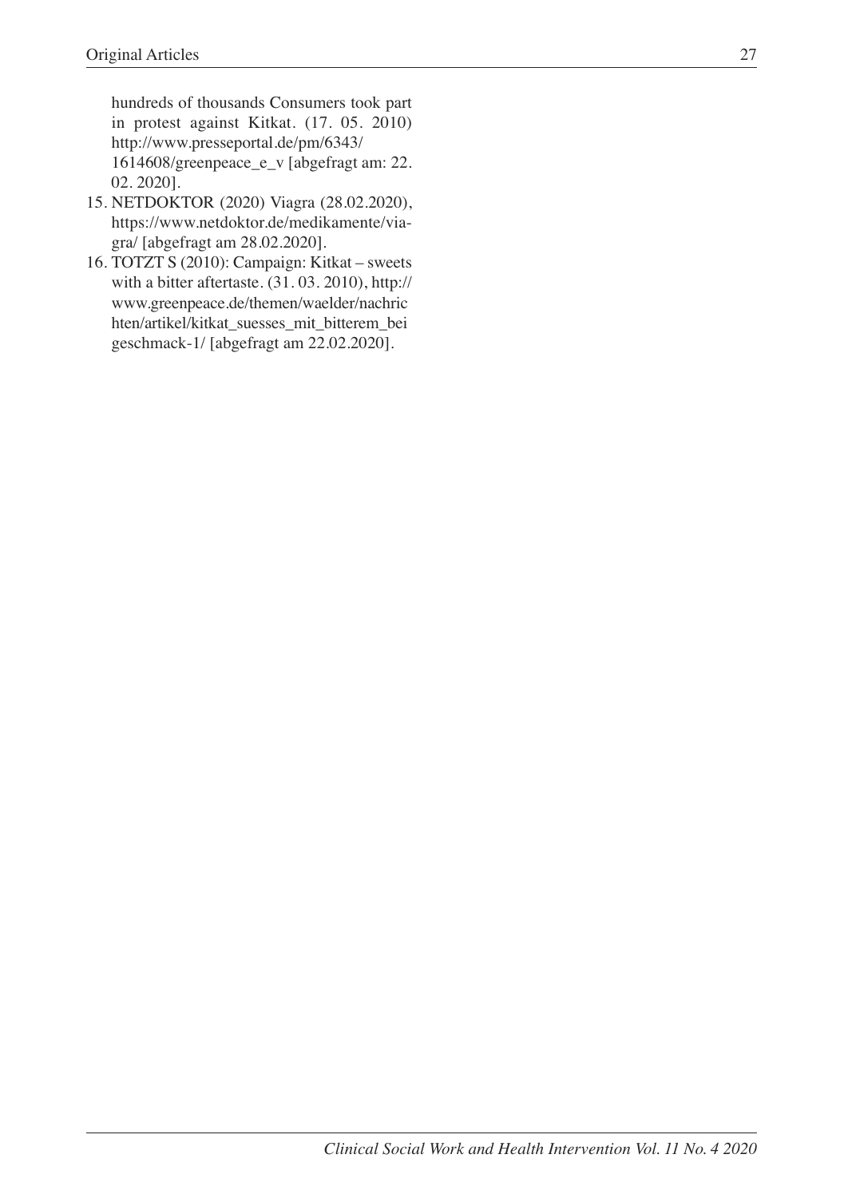hundreds of thousands Consumers took part in protest against Kitkat. (17. 05. 2010) http://www.presseportal.de/pm/6343/1614608/greenpeace_e_v [abgefragt am: 22. 02. 2020].

15. NETDOKTOR (2020) Viagra (28.02.2020), https://www.netdoktor.de/medikamente/viagra/ [abgefragt am 28.02.2020].
16. TOTZT S (2010): Campaign: Kitkat – sweets with a bitter aftertaste. (31. 03. 2010), http://www.greenpeace.de/themen/waelder/nachrichten/artikel/kitkat_suesses_mit_bitterem_beigeschmack-1/ [abgefragt am 22.02.2020].